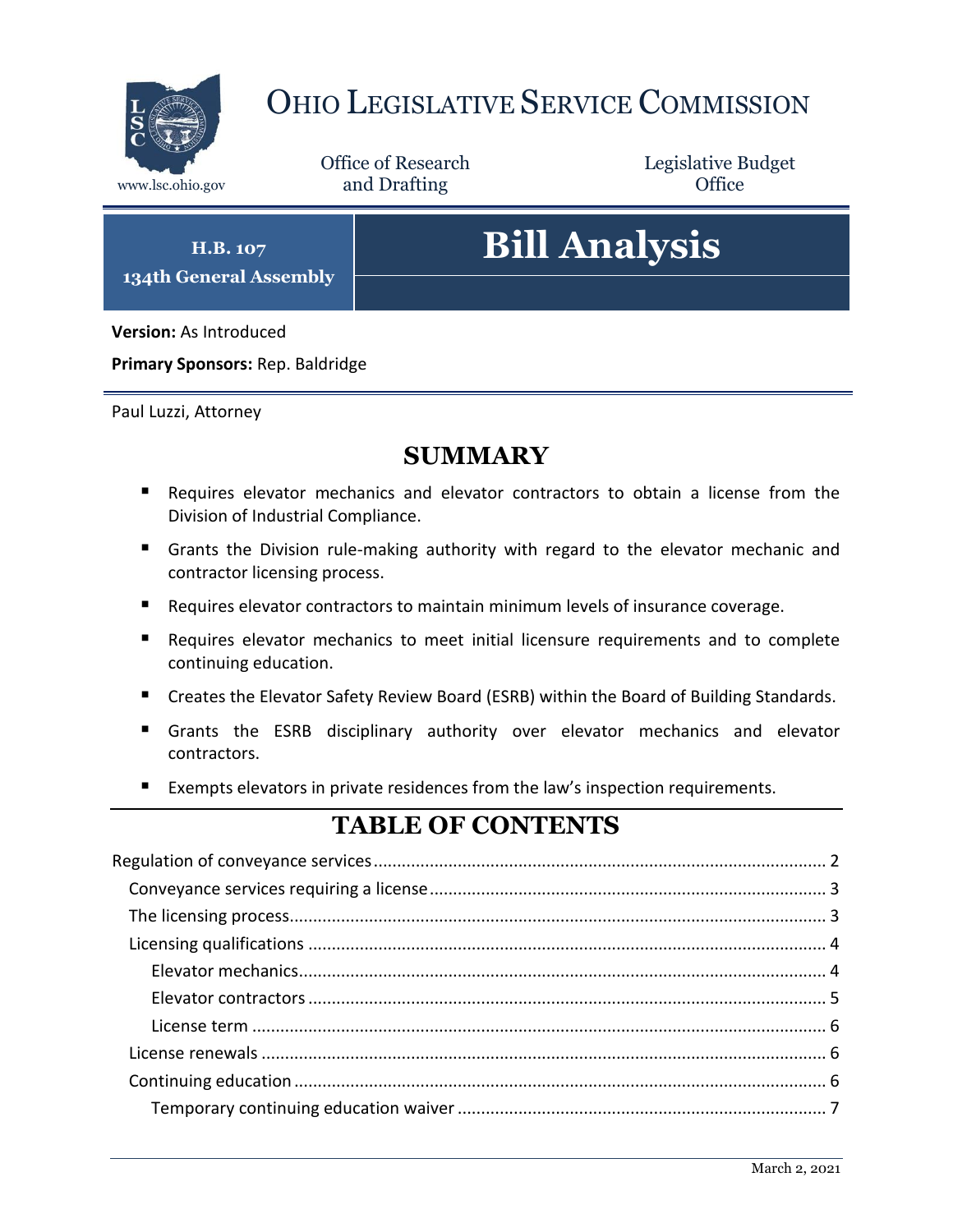# Ohio Legislative Service Commission

www.lsc.ohio.gov

Office of Research and Drafting

Legislative Budget Office

**H.B. 107**
**134th General Assembly**

# Bill Analysis

**Version:** As Introduced

**Primary Sponsors:** Rep. Baldridge

Paul Luzzi, Attorney

## SUMMARY

- Requires elevator mechanics and elevator contractors to obtain a license from the Division of Industrial Compliance.
- Grants the Division rule-making authority with regard to the elevator mechanic and contractor licensing process.
- Requires elevator contractors to maintain minimum levels of insurance coverage.
- Requires elevator mechanics to meet initial licensure requirements and to complete continuing education.
- Creates the Elevator Safety Review Board (ESRB) within the Board of Building Standards.
- Grants the ESRB disciplinary authority over elevator mechanics and elevator contractors.
- Exempts elevators in private residences from the law's inspection requirements.

## TABLE OF CONTENTS

Regulation of conveyance services ... 2
- Conveyance services requiring a license ... 3
- The licensing process ... 3
- Licensing qualifications ... 4
  - Elevator mechanics ... 4
  - Elevator contractors ... 5
  - License term ... 6
- License renewals ... 6
- Continuing education ... 6
  - Temporary continuing education waiver ... 7

March 2, 2021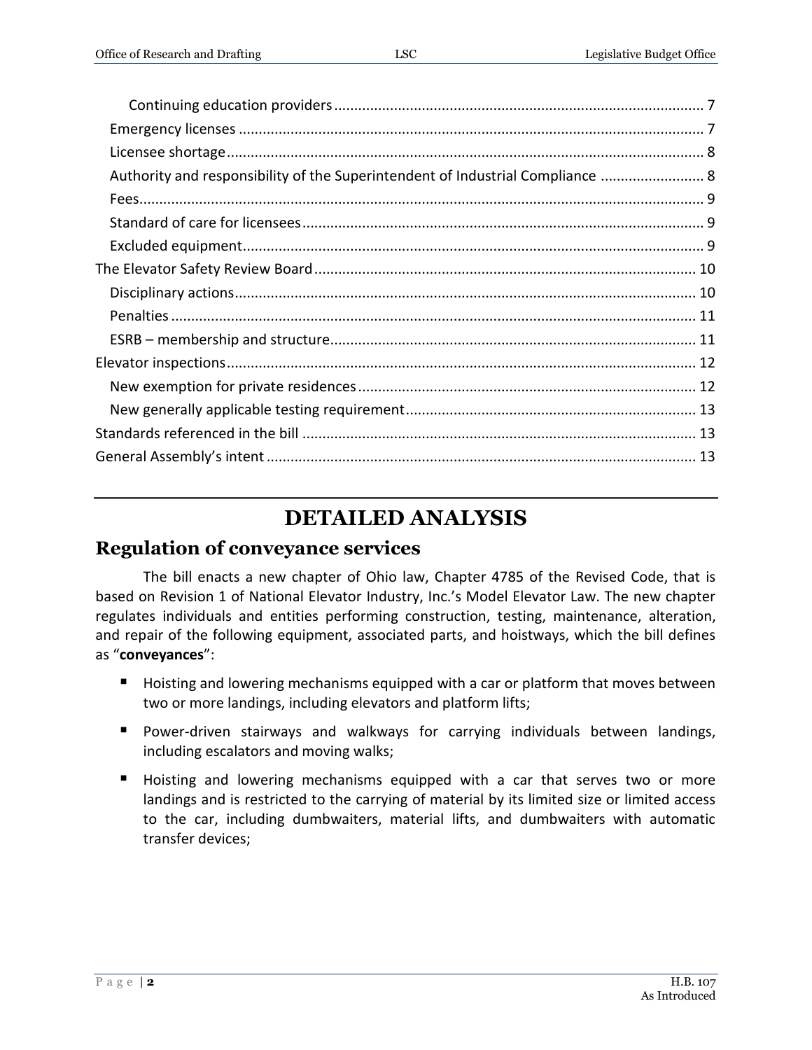Continuing education providers ... 7
Emergency licenses ... 7
Licensee shortage ... 8
Authority and responsibility of the Superintendent of Industrial Compliance ... 8
Fees ... 9
Standard of care for licensees ... 9
Excluded equipment ... 9
The Elevator Safety Review Board ... 10
Disciplinary actions ... 10
Penalties ... 11
ESRB – membership and structure ... 11
Elevator inspections ... 12
New exemption for private residences ... 12
New generally applicable testing requirement ... 13
Standards referenced in the bill ... 13
General Assembly's intent ... 13

# DETAILED ANALYSIS

## Regulation of conveyance services

The bill enacts a new chapter of Ohio law, Chapter 4785 of the Revised Code, that is based on Revision 1 of National Elevator Industry, Inc.'s Model Elevator Law. The new chapter regulates individuals and entities performing construction, testing, maintenance, alteration, and repair of the following equipment, associated parts, and hoistways, which the bill defines as "**conveyances**":

- Hoisting and lowering mechanisms equipped with a car or platform that moves between two or more landings, including elevators and platform lifts;
- Power-driven stairways and walkways for carrying individuals between landings, including escalators and moving walks;
- Hoisting and lowering mechanisms equipped with a car that serves two or more landings and is restricted to the carrying of material by its limited size or limited access to the car, including dumbwaiters, material lifts, and dumbwaiters with automatic transfer devices;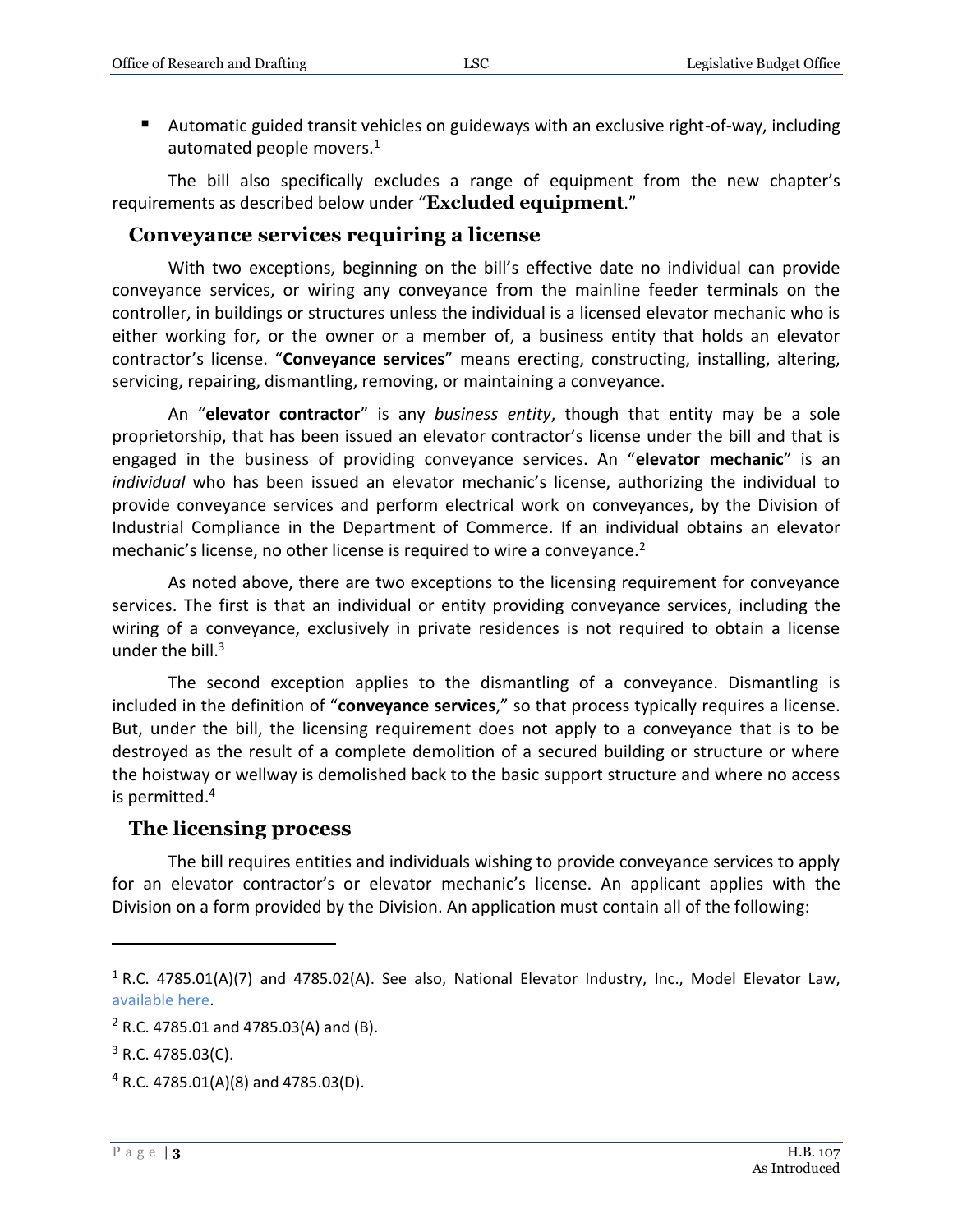- Automatic guided transit vehicles on guideways with an exclusive right-of-way, including automated people movers.[1]

The bill also specifically excludes a range of equipment from the new chapter's requirements as described below under "**Excluded equipment**."

## Conveyance services requiring a license

With two exceptions, beginning on the bill's effective date no individual can provide conveyance services, or wiring any conveyance from the mainline feeder terminals on the controller, in buildings or structures unless the individual is a licensed elevator mechanic who is either working for, or the owner or a member of, a business entity that holds an elevator contractor's license. "**Conveyance services**" means erecting, constructing, installing, altering, servicing, repairing, dismantling, removing, or maintaining a conveyance.

An "**elevator contractor**" is any *business entity*, though that entity may be a sole proprietorship, that has been issued an elevator contractor's license under the bill and that is engaged in the business of providing conveyance services. An "**elevator mechanic**" is an *individual* who has been issued an elevator mechanic's license, authorizing the individual to provide conveyance services and perform electrical work on conveyances, by the Division of Industrial Compliance in the Department of Commerce. If an individual obtains an elevator mechanic's license, no other license is required to wire a conveyance.[2]

As noted above, there are two exceptions to the licensing requirement for conveyance services. The first is that an individual or entity providing conveyance services, including the wiring of a conveyance, exclusively in private residences is not required to obtain a license under the bill.[3]

The second exception applies to the dismantling of a conveyance. Dismantling is included in the definition of "**conveyance services**," so that process typically requires a license. But, under the bill, the licensing requirement does not apply to a conveyance that is to be destroyed as the result of a complete demolition of a secured building or structure or where the hoistway or wellway is demolished back to the basic support structure and where no access is permitted.[4]

## The licensing process

The bill requires entities and individuals wishing to provide conveyance services to apply for an elevator contractor's or elevator mechanic's license. An applicant applies with the Division on a form provided by the Division. An application must contain all of the following:

---

[1] R.C. 4785.01(A)(7) and 4785.02(A). See also, National Elevator Industry, Inc., Model Elevator Law, available here.

[2] R.C. 4785.01 and 4785.03(A) and (B).

[3] R.C. 4785.03(C).

[4] R.C. 4785.01(A)(8) and 4785.03(D).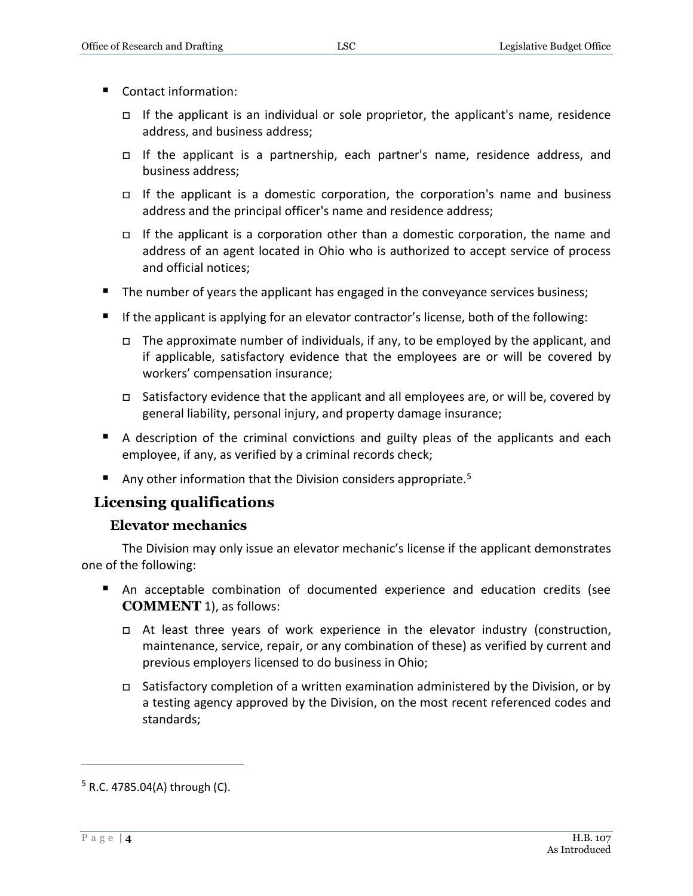- Contact information:
  - If the applicant is an individual or sole proprietor, the applicant's name, residence address, and business address;
  - If the applicant is a partnership, each partner's name, residence address, and business address;
  - If the applicant is a domestic corporation, the corporation's name and business address and the principal officer's name and residence address;
  - If the applicant is a corporation other than a domestic corporation, the name and address of an agent located in Ohio who is authorized to accept service of process and official notices;
- The number of years the applicant has engaged in the conveyance services business;
- If the applicant is applying for an elevator contractor's license, both of the following:
  - The approximate number of individuals, if any, to be employed by the applicant, and if applicable, satisfactory evidence that the employees are or will be covered by workers' compensation insurance;
  - Satisfactory evidence that the applicant and all employees are, or will be, covered by general liability, personal injury, and property damage insurance;
- A description of the criminal convictions and guilty pleas of the applicants and each employee, if any, as verified by a criminal records check;
- Any other information that the Division considers appropriate.[5]

## Licensing qualifications

### Elevator mechanics

The Division may only issue an elevator mechanic's license if the applicant demonstrates one of the following:

- An acceptable combination of documented experience and education credits (see **COMMENT** 1), as follows:
  - At least three years of work experience in the elevator industry (construction, maintenance, service, repair, or any combination of these) as verified by current and previous employers licensed to do business in Ohio;
  - Satisfactory completion of a written examination administered by the Division, or by a testing agency approved by the Division, on the most recent referenced codes and standards;

---

[5] R.C. 4785.04(A) through (C).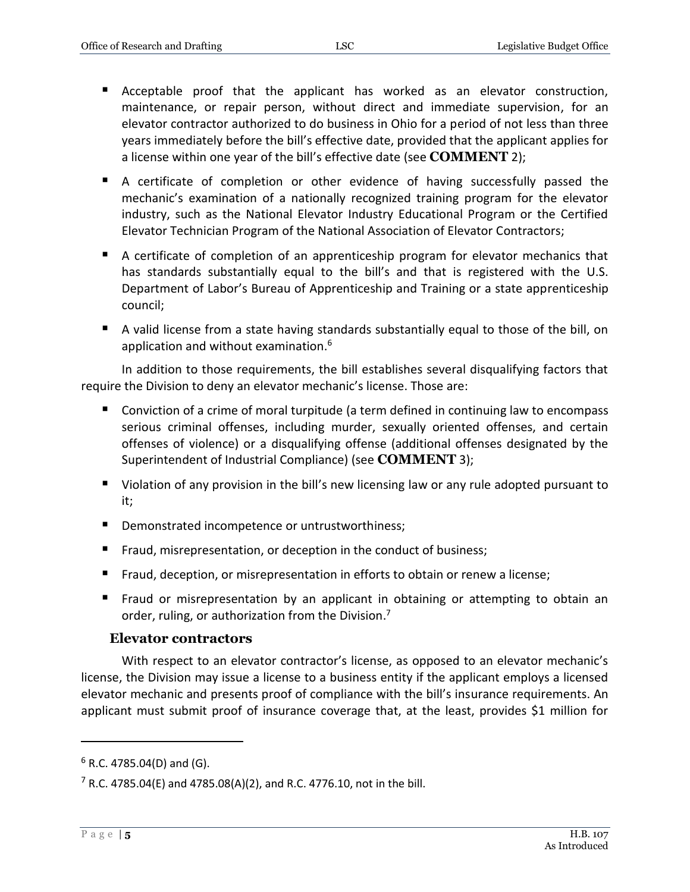- Acceptable proof that the applicant has worked as an elevator construction, maintenance, or repair person, without direct and immediate supervision, for an elevator contractor authorized to do business in Ohio for a period of not less than three years immediately before the bill's effective date, provided that the applicant applies for a license within one year of the bill's effective date (see **COMMENT** 2);
- A certificate of completion or other evidence of having successfully passed the mechanic's examination of a nationally recognized training program for the elevator industry, such as the National Elevator Industry Educational Program or the Certified Elevator Technician Program of the National Association of Elevator Contractors;
- A certificate of completion of an apprenticeship program for elevator mechanics that has standards substantially equal to the bill's and that is registered with the U.S. Department of Labor's Bureau of Apprenticeship and Training or a state apprenticeship council;
- A valid license from a state having standards substantially equal to those of the bill, on application and without examination.[6]

In addition to those requirements, the bill establishes several disqualifying factors that require the Division to deny an elevator mechanic's license. Those are:

- Conviction of a crime of moral turpitude (a term defined in continuing law to encompass serious criminal offenses, including murder, sexually oriented offenses, and certain offenses of violence) or a disqualifying offense (additional offenses designated by the Superintendent of Industrial Compliance) (see **COMMENT** 3);
- Violation of any provision in the bill's new licensing law or any rule adopted pursuant to it;
- Demonstrated incompetence or untrustworthiness;
- Fraud, misrepresentation, or deception in the conduct of business;
- Fraud, deception, or misrepresentation in efforts to obtain or renew a license;
- Fraud or misrepresentation by an applicant in obtaining or attempting to obtain an order, ruling, or authorization from the Division.[7]

### Elevator contractors

With respect to an elevator contractor's license, as opposed to an elevator mechanic's license, the Division may issue a license to a business entity if the applicant employs a licensed elevator mechanic and presents proof of compliance with the bill's insurance requirements. An applicant must submit proof of insurance coverage that, at the least, provides $1 million for

[6] R.C. 4785.04(D) and (G).

[7] R.C. 4785.04(E) and 4785.08(A)(2), and R.C. 4776.10, not in the bill.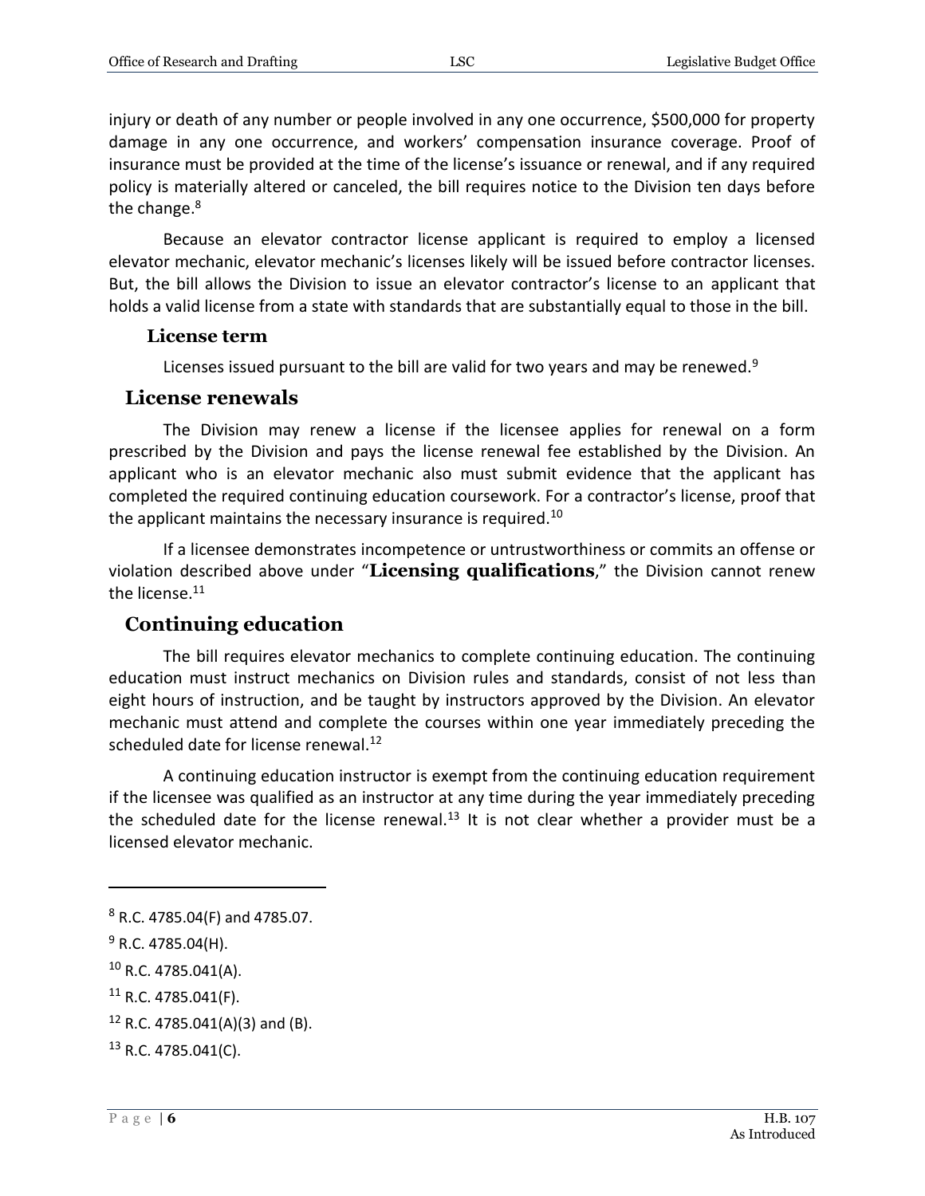injury or death of any number or people involved in any one occurrence, $500,000 for property damage in any one occurrence, and workers' compensation insurance coverage. Proof of insurance must be provided at the time of the license's issuance or renewal, and if any required policy is materially altered or canceled, the bill requires notice to the Division ten days before the change.[8]

Because an elevator contractor license applicant is required to employ a licensed elevator mechanic, elevator mechanic's licenses likely will be issued before contractor licenses. But, the bill allows the Division to issue an elevator contractor's license to an applicant that holds a valid license from a state with standards that are substantially equal to those in the bill.

### License term

Licenses issued pursuant to the bill are valid for two years and may be renewed.[9]

## License renewals

The Division may renew a license if the licensee applies for renewal on a form prescribed by the Division and pays the license renewal fee established by the Division. An applicant who is an elevator mechanic also must submit evidence that the applicant has completed the required continuing education coursework. For a contractor's license, proof that the applicant maintains the necessary insurance is required.[10]

If a licensee demonstrates incompetence or untrustworthiness or commits an offense or violation described above under "**Licensing qualifications**," the Division cannot renew the license.[11]

## Continuing education

The bill requires elevator mechanics to complete continuing education. The continuing education must instruct mechanics on Division rules and standards, consist of not less than eight hours of instruction, and be taught by instructors approved by the Division. An elevator mechanic must attend and complete the courses within one year immediately preceding the scheduled date for license renewal.[12]

A continuing education instructor is exempt from the continuing education requirement if the licensee was qualified as an instructor at any time during the year immediately preceding the scheduled date for the license renewal.[13] It is not clear whether a provider must be a licensed elevator mechanic.

---

[8] R.C. 4785.04(F) and 4785.07.

[9] R.C. 4785.04(H).

[10] R.C. 4785.041(A).

[11] R.C. 4785.041(F).

[12] R.C. 4785.041(A)(3) and (B).

[13] R.C. 4785.041(C).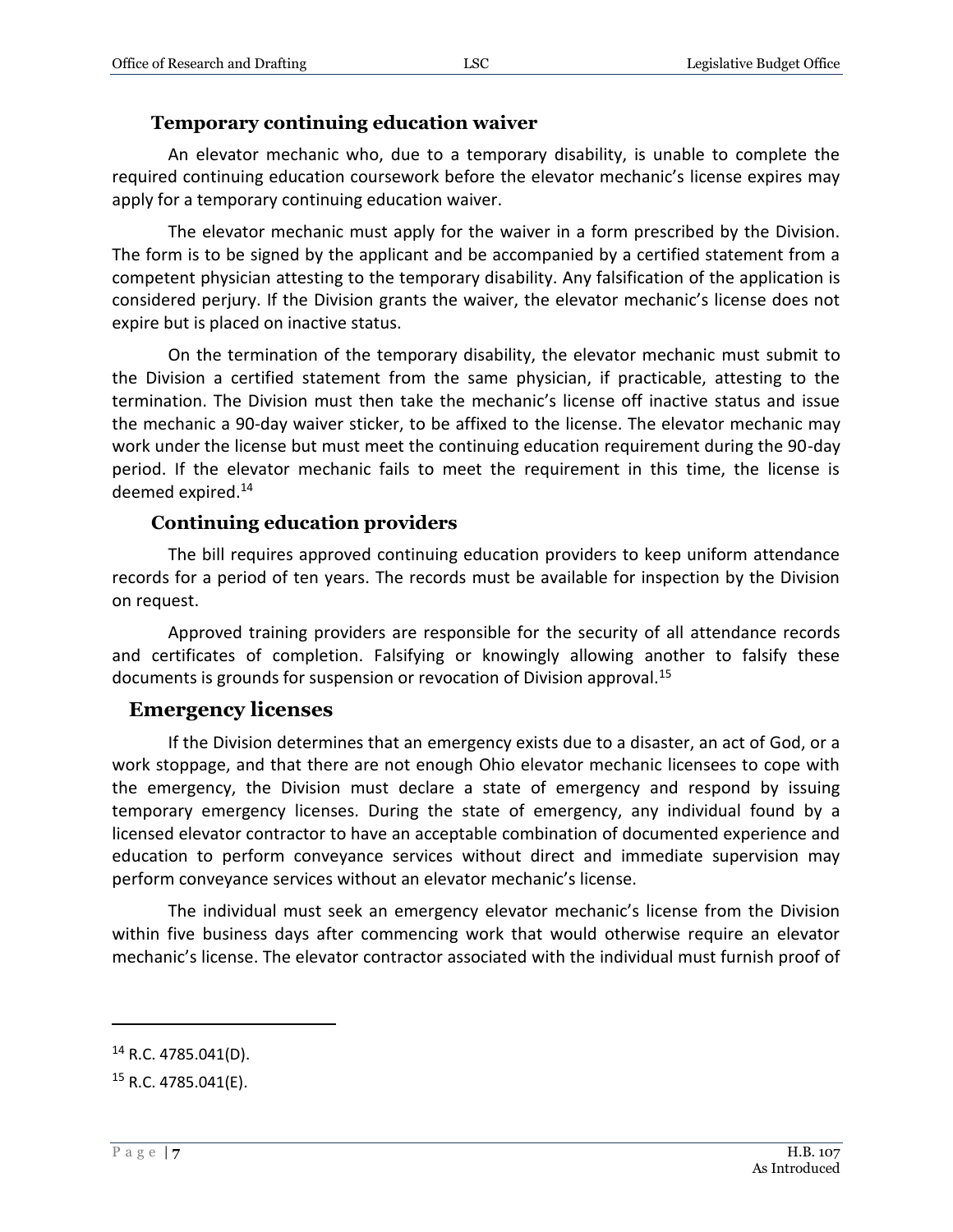### Temporary continuing education waiver

An elevator mechanic who, due to a temporary disability, is unable to complete the required continuing education coursework before the elevator mechanic's license expires may apply for a temporary continuing education waiver.

The elevator mechanic must apply for the waiver in a form prescribed by the Division. The form is to be signed by the applicant and be accompanied by a certified statement from a competent physician attesting to the temporary disability. Any falsification of the application is considered perjury. If the Division grants the waiver, the elevator mechanic's license does not expire but is placed on inactive status.

On the termination of the temporary disability, the elevator mechanic must submit to the Division a certified statement from the same physician, if practicable, attesting to the termination. The Division must then take the mechanic's license off inactive status and issue the mechanic a 90-day waiver sticker, to be affixed to the license. The elevator mechanic may work under the license but must meet the continuing education requirement during the 90-day period. If the elevator mechanic fails to meet the requirement in this time, the license is deemed expired.[14]

### Continuing education providers

The bill requires approved continuing education providers to keep uniform attendance records for a period of ten years. The records must be available for inspection by the Division on request.

Approved training providers are responsible for the security of all attendance records and certificates of completion. Falsifying or knowingly allowing another to falsify these documents is grounds for suspension or revocation of Division approval.[15]

## Emergency licenses

If the Division determines that an emergency exists due to a disaster, an act of God, or a work stoppage, and that there are not enough Ohio elevator mechanic licensees to cope with the emergency, the Division must declare a state of emergency and respond by issuing temporary emergency licenses. During the state of emergency, any individual found by a licensed elevator contractor to have an acceptable combination of documented experience and education to perform conveyance services without direct and immediate supervision may perform conveyance services without an elevator mechanic's license.

The individual must seek an emergency elevator mechanic's license from the Division within five business days after commencing work that would otherwise require an elevator mechanic's license. The elevator contractor associated with the individual must furnish proof of

---

[14] R.C. 4785.041(D).

[15] R.C. 4785.041(E).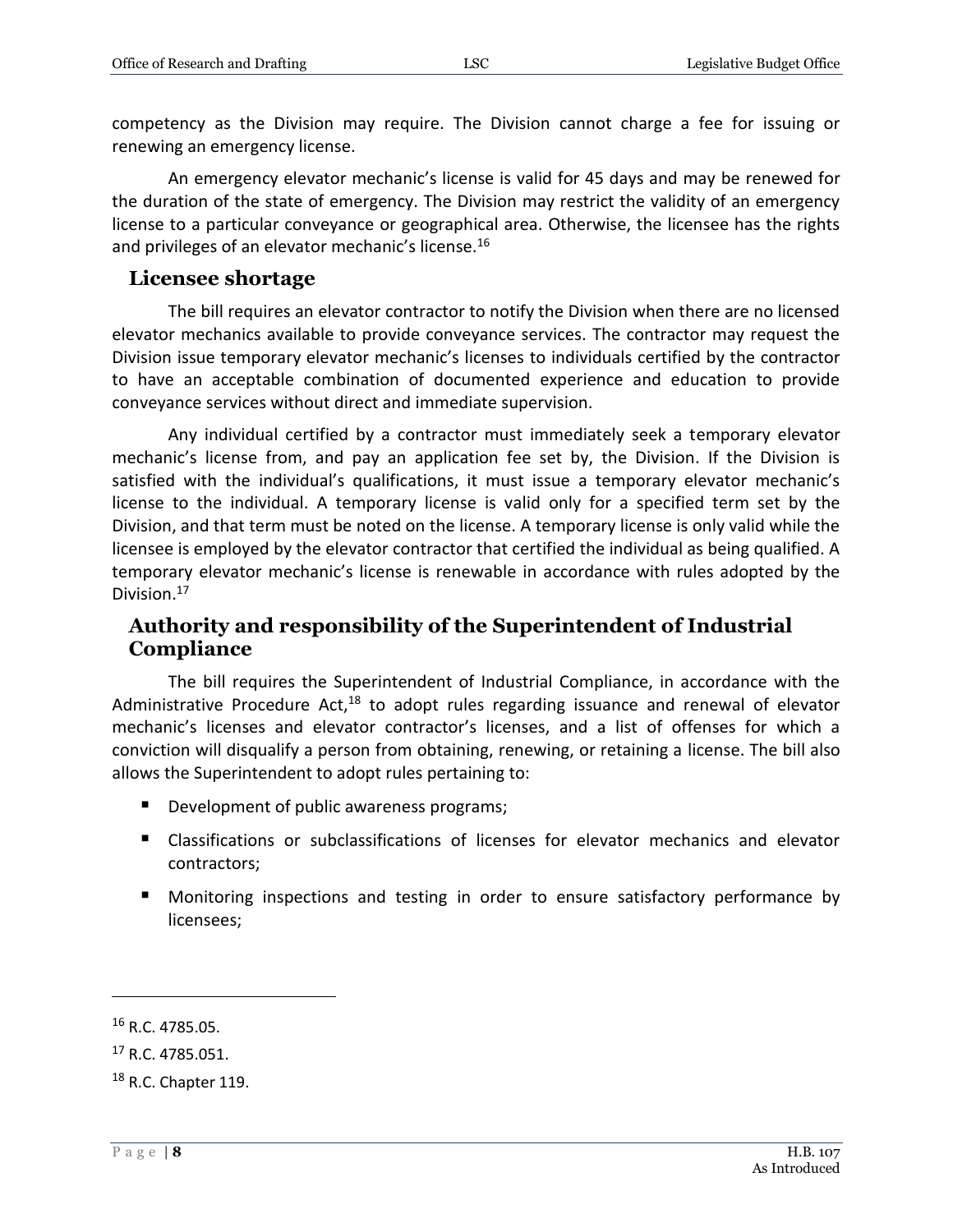competency as the Division may require. The Division cannot charge a fee for issuing or renewing an emergency license.

An emergency elevator mechanic's license is valid for 45 days and may be renewed for the duration of the state of emergency. The Division may restrict the validity of an emergency license to a particular conveyance or geographical area. Otherwise, the licensee has the rights and privileges of an elevator mechanic's license.[16]

## Licensee shortage

The bill requires an elevator contractor to notify the Division when there are no licensed elevator mechanics available to provide conveyance services. The contractor may request the Division issue temporary elevator mechanic's licenses to individuals certified by the contractor to have an acceptable combination of documented experience and education to provide conveyance services without direct and immediate supervision.

Any individual certified by a contractor must immediately seek a temporary elevator mechanic's license from, and pay an application fee set by, the Division. If the Division is satisfied with the individual's qualifications, it must issue a temporary elevator mechanic's license to the individual. A temporary license is valid only for a specified term set by the Division, and that term must be noted on the license. A temporary license is only valid while the licensee is employed by the elevator contractor that certified the individual as being qualified. A temporary elevator mechanic's license is renewable in accordance with rules adopted by the Division.[17]

## Authority and responsibility of the Superintendent of Industrial Compliance

The bill requires the Superintendent of Industrial Compliance, in accordance with the Administrative Procedure Act,[18] to adopt rules regarding issuance and renewal of elevator mechanic's licenses and elevator contractor's licenses, and a list of offenses for which a conviction will disqualify a person from obtaining, renewing, or retaining a license. The bill also allows the Superintendent to adopt rules pertaining to:

- Development of public awareness programs;
- Classifications or subclassifications of licenses for elevator mechanics and elevator contractors;
- Monitoring inspections and testing in order to ensure satisfactory performance by licensees;

---

[16] R.C. 4785.05.

[17] R.C. 4785.051.

[18] R.C. Chapter 119.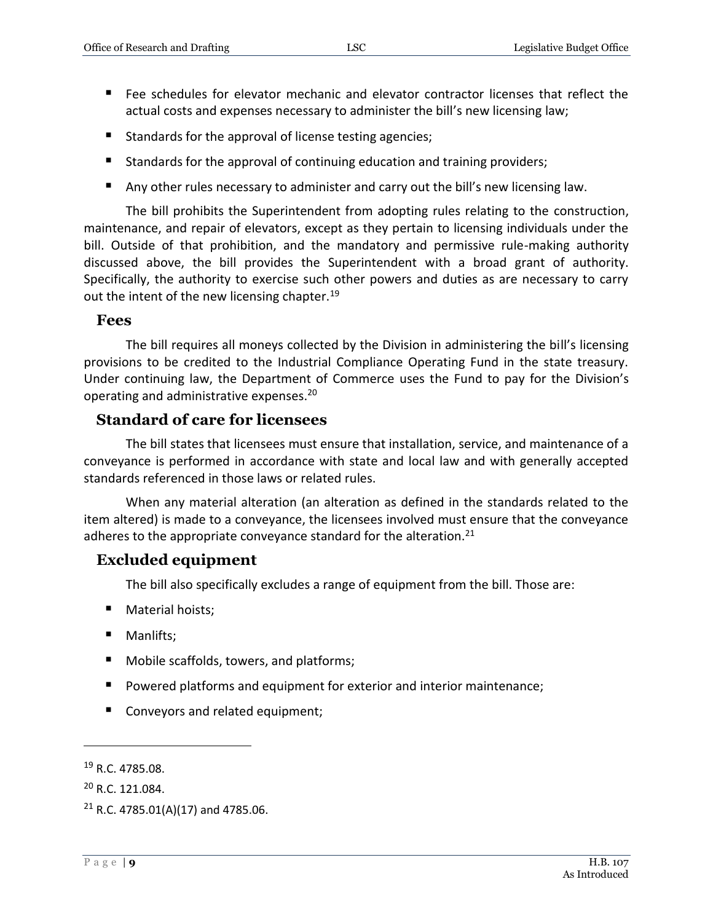- Fee schedules for elevator mechanic and elevator contractor licenses that reflect the actual costs and expenses necessary to administer the bill's new licensing law;
- Standards for the approval of license testing agencies;
- Standards for the approval of continuing education and training providers;
- Any other rules necessary to administer and carry out the bill's new licensing law.

The bill prohibits the Superintendent from adopting rules relating to the construction, maintenance, and repair of elevators, except as they pertain to licensing individuals under the bill. Outside of that prohibition, and the mandatory and permissive rule-making authority discussed above, the bill provides the Superintendent with a broad grant of authority. Specifically, the authority to exercise such other powers and duties as are necessary to carry out the intent of the new licensing chapter.[19]

### Fees

The bill requires all moneys collected by the Division in administering the bill's licensing provisions to be credited to the Industrial Compliance Operating Fund in the state treasury. Under continuing law, the Department of Commerce uses the Fund to pay for the Division's operating and administrative expenses.[20]

## Standard of care for licensees

The bill states that licensees must ensure that installation, service, and maintenance of a conveyance is performed in accordance with state and local law and with generally accepted standards referenced in those laws or related rules.

When any material alteration (an alteration as defined in the standards related to the item altered) is made to a conveyance, the licensees involved must ensure that the conveyance adheres to the appropriate conveyance standard for the alteration.[21]

## Excluded equipment

The bill also specifically excludes a range of equipment from the bill. Those are:

- Material hoists;
- Manlifts;
- Mobile scaffolds, towers, and platforms;
- Powered platforms and equipment for exterior and interior maintenance;
- Conveyors and related equipment;

---

[19] R.C. 4785.08.

[20] R.C. 121.084.

[21] R.C. 4785.01(A)(17) and 4785.06.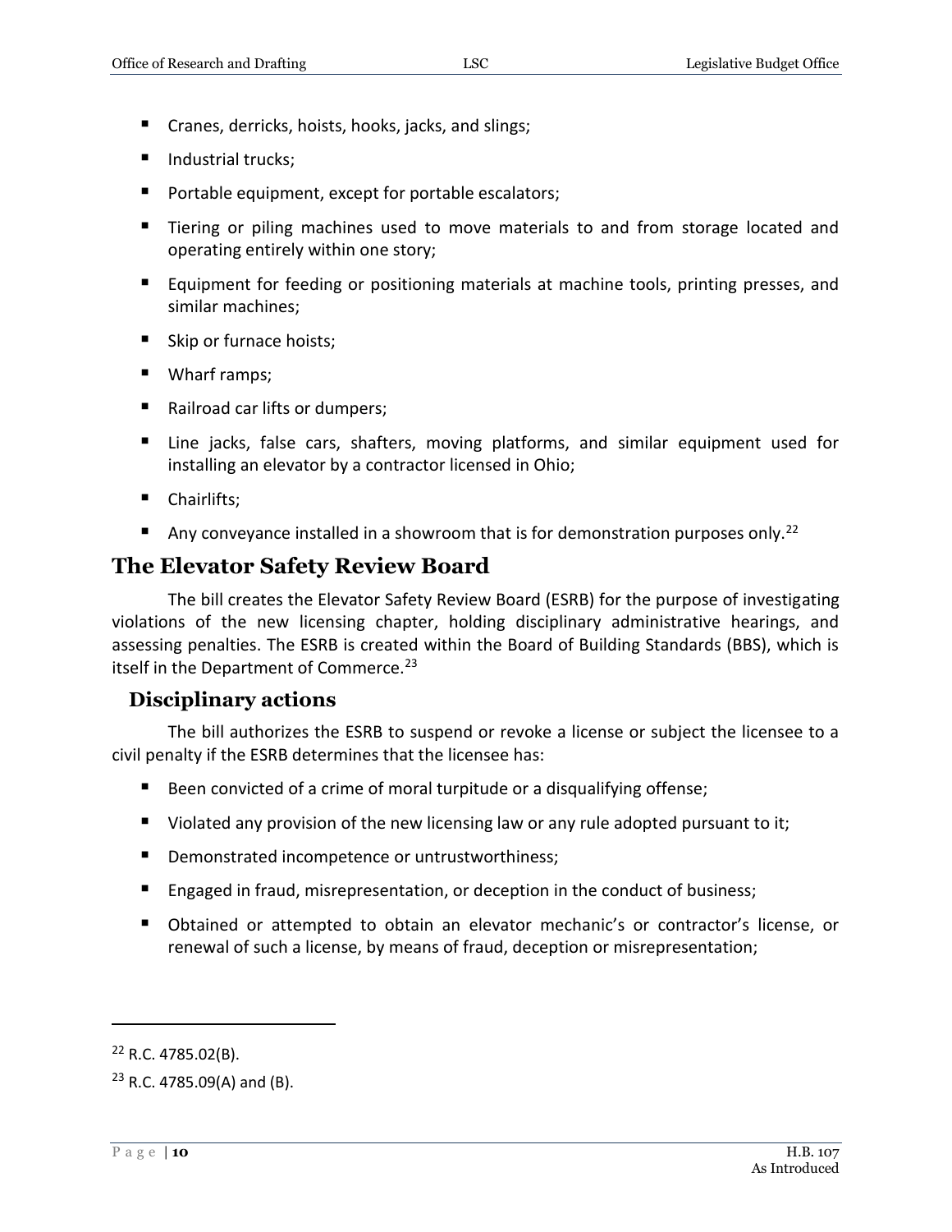- Cranes, derricks, hoists, hooks, jacks, and slings;
- Industrial trucks;
- Portable equipment, except for portable escalators;
- Tiering or piling machines used to move materials to and from storage located and operating entirely within one story;
- Equipment for feeding or positioning materials at machine tools, printing presses, and similar machines;
- Skip or furnace hoists;
- Wharf ramps;
- Railroad car lifts or dumpers;
- Line jacks, false cars, shafters, moving platforms, and similar equipment used for installing an elevator by a contractor licensed in Ohio;
- Chairlifts;
- Any conveyance installed in a showroom that is for demonstration purposes only.[22]

## The Elevator Safety Review Board

The bill creates the Elevator Safety Review Board (ESRB) for the purpose of investigating violations of the new licensing chapter, holding disciplinary administrative hearings, and assessing penalties. The ESRB is created within the Board of Building Standards (BBS), which is itself in the Department of Commerce.[23]

### Disciplinary actions

The bill authorizes the ESRB to suspend or revoke a license or subject the licensee to a civil penalty if the ESRB determines that the licensee has:

- Been convicted of a crime of moral turpitude or a disqualifying offense;
- Violated any provision of the new licensing law or any rule adopted pursuant to it;
- Demonstrated incompetence or untrustworthiness;
- Engaged in fraud, misrepresentation, or deception in the conduct of business;
- Obtained or attempted to obtain an elevator mechanic's or contractor's license, or renewal of such a license, by means of fraud, deception or misrepresentation;

---

[22] R.C. 4785.02(B).

[23] R.C. 4785.09(A) and (B).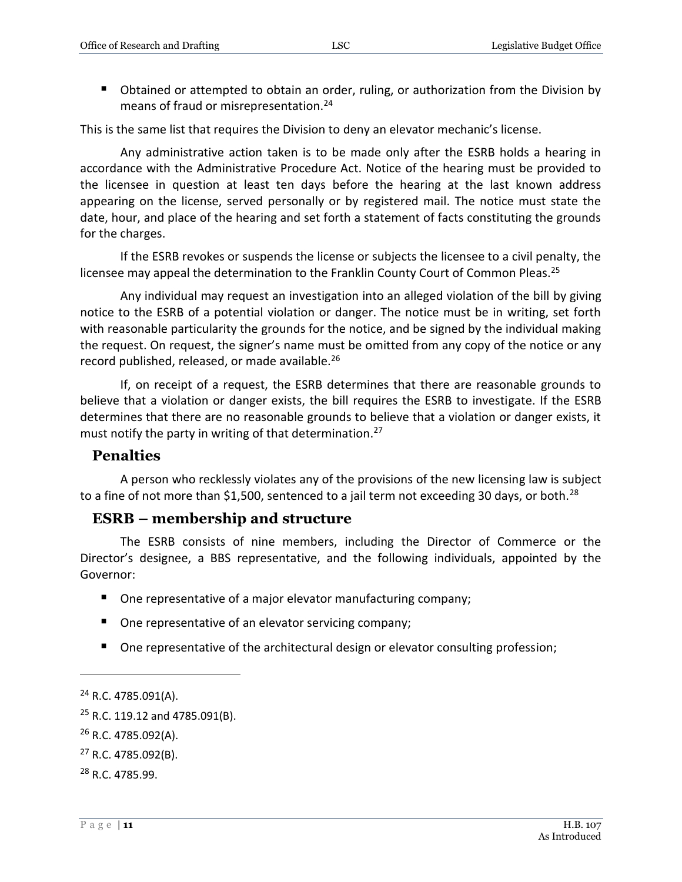- Obtained or attempted to obtain an order, ruling, or authorization from the Division by means of fraud or misrepresentation.[24]

This is the same list that requires the Division to deny an elevator mechanic's license.

Any administrative action taken is to be made only after the ESRB holds a hearing in accordance with the Administrative Procedure Act. Notice of the hearing must be provided to the licensee in question at least ten days before the hearing at the last known address appearing on the license, served personally or by registered mail. The notice must state the date, hour, and place of the hearing and set forth a statement of facts constituting the grounds for the charges.

If the ESRB revokes or suspends the license or subjects the licensee to a civil penalty, the licensee may appeal the determination to the Franklin County Court of Common Pleas.[25]

Any individual may request an investigation into an alleged violation of the bill by giving notice to the ESRB of a potential violation or danger. The notice must be in writing, set forth with reasonable particularity the grounds for the notice, and be signed by the individual making the request. On request, the signer's name must be omitted from any copy of the notice or any record published, released, or made available.[26]

If, on receipt of a request, the ESRB determines that there are reasonable grounds to believe that a violation or danger exists, the bill requires the ESRB to investigate. If the ESRB determines that there are no reasonable grounds to believe that a violation or danger exists, it must notify the party in writing of that determination.[27]

## Penalties

A person who recklessly violates any of the provisions of the new licensing law is subject to a fine of not more than $1,500, sentenced to a jail term not exceeding 30 days, or both.[28]

## ESRB – membership and structure

The ESRB consists of nine members, including the Director of Commerce or the Director's designee, a BBS representative, and the following individuals, appointed by the Governor:

- One representative of a major elevator manufacturing company;
- One representative of an elevator servicing company;
- One representative of the architectural design or elevator consulting profession;

---

[24] R.C. 4785.091(A).

[25] R.C. 119.12 and 4785.091(B).

[26] R.C. 4785.092(A).

[27] R.C. 4785.092(B).

[28] R.C. 4785.99.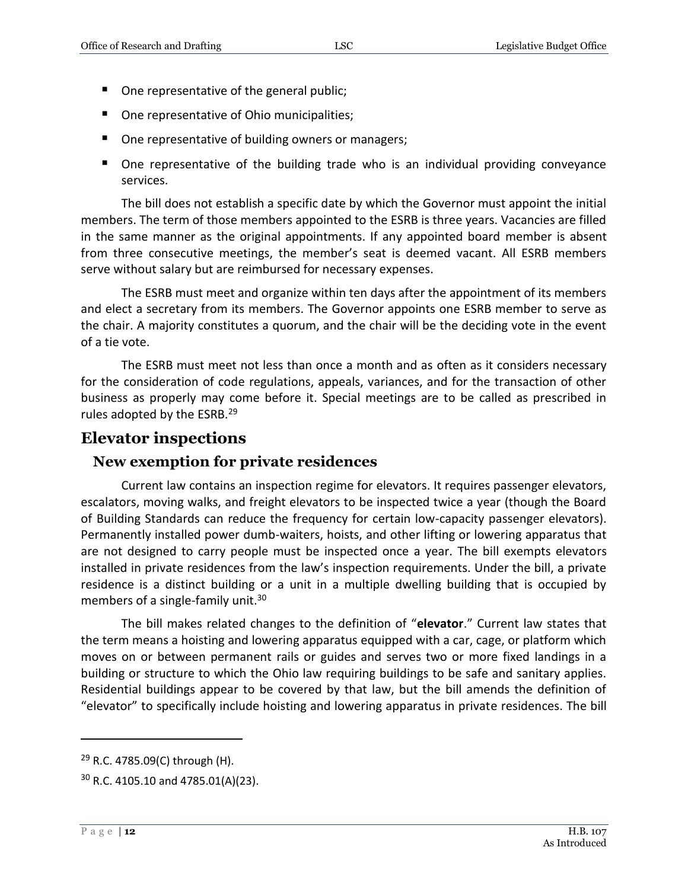- One representative of the general public;
- One representative of Ohio municipalities;
- One representative of building owners or managers;
- One representative of the building trade who is an individual providing conveyance services.

The bill does not establish a specific date by which the Governor must appoint the initial members. The term of those members appointed to the ESRB is three years. Vacancies are filled in the same manner as the original appointments. If any appointed board member is absent from three consecutive meetings, the member's seat is deemed vacant. All ESRB members serve without salary but are reimbursed for necessary expenses.

The ESRB must meet and organize within ten days after the appointment of its members and elect a secretary from its members. The Governor appoints one ESRB member to serve as the chair. A majority constitutes a quorum, and the chair will be the deciding vote in the event of a tie vote.

The ESRB must meet not less than once a month and as often as it considers necessary for the consideration of code regulations, appeals, variances, and for the transaction of other business as properly may come before it. Special meetings are to be called as prescribed in rules adopted by the ESRB.[29]

## Elevator inspections

### New exemption for private residences

Current law contains an inspection regime for elevators. It requires passenger elevators, escalators, moving walks, and freight elevators to be inspected twice a year (though the Board of Building Standards can reduce the frequency for certain low-capacity passenger elevators). Permanently installed power dumb-waiters, hoists, and other lifting or lowering apparatus that are not designed to carry people must be inspected once a year. The bill exempts elevators installed in private residences from the law's inspection requirements. Under the bill, a private residence is a distinct building or a unit in a multiple dwelling building that is occupied by members of a single-family unit.[30]

The bill makes related changes to the definition of "**elevator**." Current law states that the term means a hoisting and lowering apparatus equipped with a car, cage, or platform which moves on or between permanent rails or guides and serves two or more fixed landings in a building or structure to which the Ohio law requiring buildings to be safe and sanitary applies. Residential buildings appear to be covered by that law, but the bill amends the definition of "elevator" to specifically include hoisting and lowering apparatus in private residences. The bill

---

[29] R.C. 4785.09(C) through (H).

[30] R.C. 4105.10 and 4785.01(A)(23).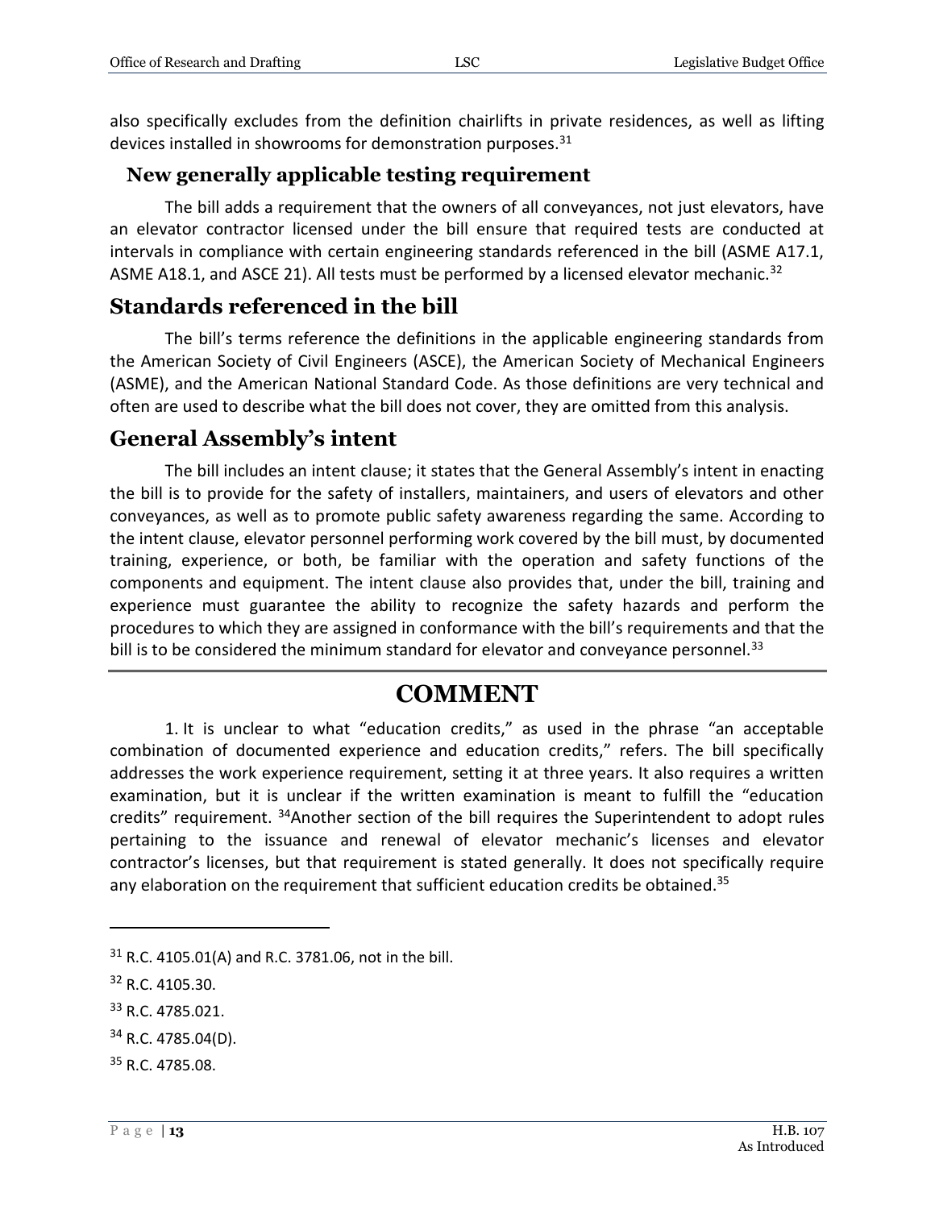also specifically excludes from the definition chairlifts in private residences, as well as lifting devices installed in showrooms for demonstration purposes.[31]

### New generally applicable testing requirement

The bill adds a requirement that the owners of all conveyances, not just elevators, have an elevator contractor licensed under the bill ensure that required tests are conducted at intervals in compliance with certain engineering standards referenced in the bill (ASME A17.1, ASME A18.1, and ASCE 21). All tests must be performed by a licensed elevator mechanic.[32]

## Standards referenced in the bill

The bill's terms reference the definitions in the applicable engineering standards from the American Society of Civil Engineers (ASCE), the American Society of Mechanical Engineers (ASME), and the American National Standard Code. As those definitions are very technical and often are used to describe what the bill does not cover, they are omitted from this analysis.

## General Assembly's intent

The bill includes an intent clause; it states that the General Assembly's intent in enacting the bill is to provide for the safety of installers, maintainers, and users of elevators and other conveyances, as well as to promote public safety awareness regarding the same. According to the intent clause, elevator personnel performing work covered by the bill must, by documented training, experience, or both, be familiar with the operation and safety functions of the components and equipment. The intent clause also provides that, under the bill, training and experience must guarantee the ability to recognize the safety hazards and perform the procedures to which they are assigned in conformance with the bill's requirements and that the bill is to be considered the minimum standard for elevator and conveyance personnel.[33]

---

# COMMENT

1. It is unclear to what "education credits," as used in the phrase "an acceptable combination of documented experience and education credits," refers. The bill specifically addresses the work experience requirement, setting it at three years. It also requires a written examination, but it is unclear if the written examination is meant to fulfill the "education credits" requirement. [34]Another section of the bill requires the Superintendent to adopt rules pertaining to the issuance and renewal of elevator mechanic's licenses and elevator contractor's licenses, but that requirement is stated generally. It does not specifically require any elaboration on the requirement that sufficient education credits be obtained.[35]

---

[31] R.C. 4105.01(A) and R.C. 3781.06, not in the bill.

[32] R.C. 4105.30.

[33] R.C. 4785.021.

[34] R.C. 4785.04(D).

[35] R.C. 4785.08.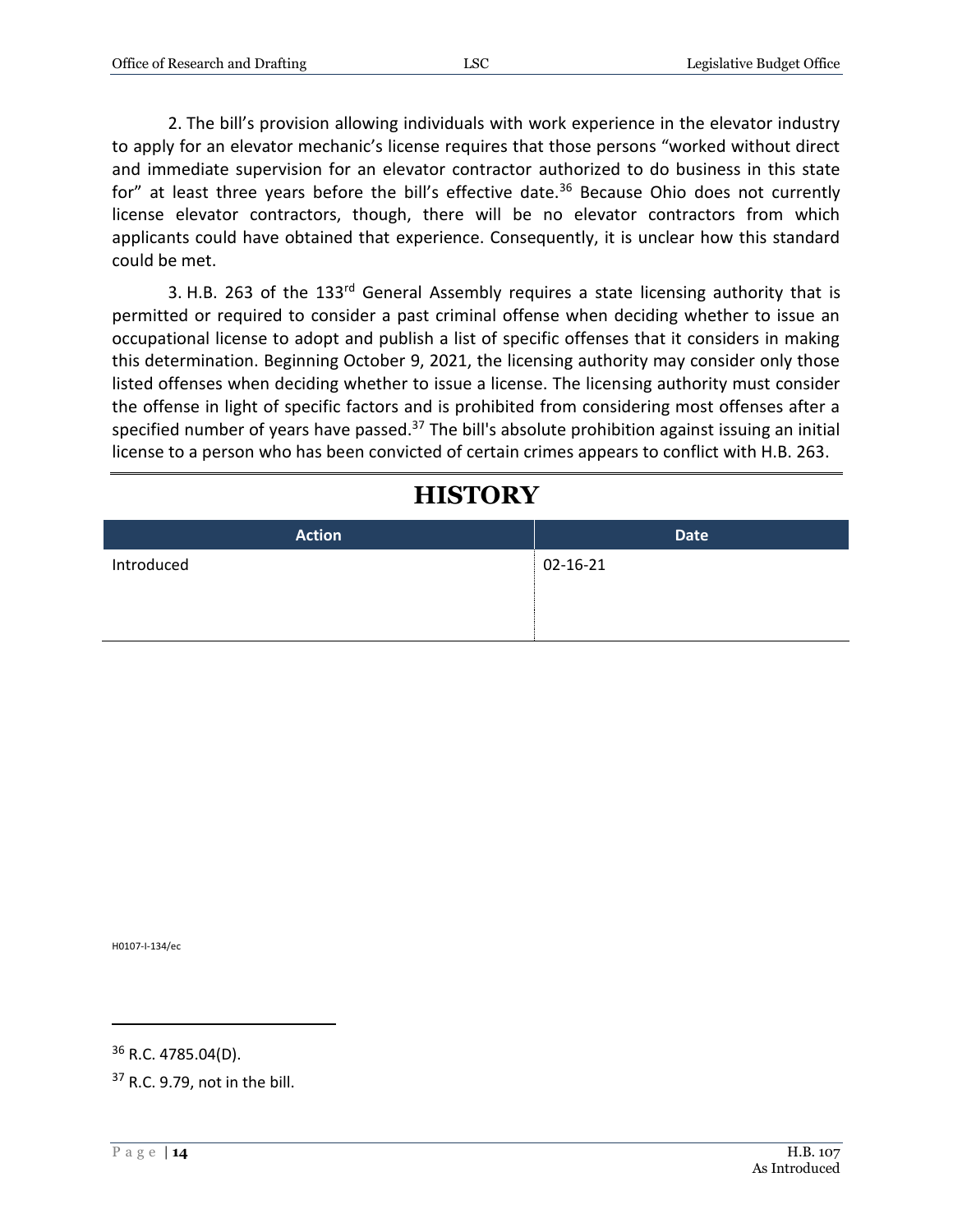2. The bill's provision allowing individuals with work experience in the elevator industry to apply for an elevator mechanic's license requires that those persons "worked without direct and immediate supervision for an elevator contractor authorized to do business in this state for" at least three years before the bill's effective date.[36] Because Ohio does not currently license elevator contractors, though, there will be no elevator contractors from which applicants could have obtained that experience. Consequently, it is unclear how this standard could be met.

3. H.B. 263 of the 133rd General Assembly requires a state licensing authority that is permitted or required to consider a past criminal offense when deciding whether to issue an occupational license to adopt and publish a list of specific offenses that it considers in making this determination. Beginning October 9, 2021, the licensing authority may consider only those listed offenses when deciding whether to issue a license. The licensing authority must consider the offense in light of specific factors and is prohibited from considering most offenses after a specified number of years have passed.[37] The bill's absolute prohibition against issuing an initial license to a person who has been convicted of certain crimes appears to conflict with H.B. 263.

# HISTORY

| Action | Date |
|---|---|
| Introduced | 02-16-21 |

H0107-I-134/ec

[36] R.C. 4785.04(D).

[37] R.C. 9.79, not in the bill.